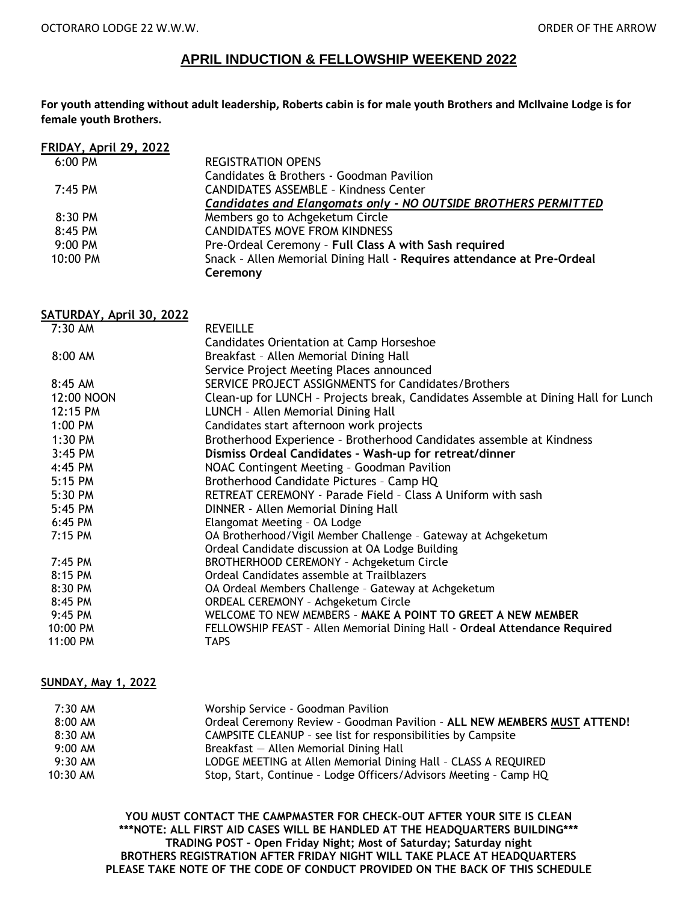OCTORARO LODGE 22 W.W.W. ORDER OF THE ARROW

## APRIL INDUCTION & FELLOWSHIP WEEKEND 2022

**For youth attending without adult leadership, Roberts cabin is for male youth Brothers and McIlvaine Lodge is for female youth Brothers.**

### FRIDAY, April 29, 2022

| Time | Event |
|---|---|
| 6:00 PM | REGISTRATION OPENS<br>Candidates & Brothers - Goodman Pavilion |
| 7:45 PM | CANDIDATES ASSEMBLE – Kindness Center<br>***Candidates and Elangomats only - NO OUTSIDE BROTHERS PERMITTED*** |
| 8:30 PM | Members go to Achgeketum Circle |
| 8:45 PM | CANDIDATES MOVE FROM KINDNESS |
| 9:00 PM | Pre-Ordeal Ceremony – **Full Class A with Sash required** |
| 10:00 PM | Snack – Allen Memorial Dining Hall - **Requires attendance at Pre-Ordeal Ceremony** |

### SATURDAY, April 30, 2022

| Time | Event |
|---|---|
| 7:30 AM | REVEILLE<br>Candidates Orientation at Camp Horseshoe |
| 8:00 AM | Breakfast – Allen Memorial Dining Hall<br>Service Project Meeting Places announced |
| 8:45 AM | SERVICE PROJECT ASSIGNMENTS for Candidates/Brothers |
| 12:00 NOON | Clean-up for LUNCH – Projects break, Candidates Assemble at Dining Hall for Lunch |
| 12:15 PM | LUNCH – Allen Memorial Dining Hall |
| 1:00 PM | Candidates start afternoon work projects |
| 1:30 PM | Brotherhood Experience – Brotherhood Candidates assemble at Kindness |
| 3:45 PM | **Dismiss Ordeal Candidates – Wash-up for retreat/dinner** |
| 4:45 PM | NOAC Contingent Meeting – Goodman Pavilion |
| 5:15 PM | Brotherhood Candidate Pictures – Camp HQ |
| 5:30 PM | RETREAT CEREMONY - Parade Field – Class A Uniform with sash |
| 5:45 PM | DINNER - Allen Memorial Dining Hall |
| 6:45 PM | Elangomat Meeting – OA Lodge |
| 7:15 PM | OA Brotherhood/Vigil Member Challenge – Gateway at Achgeketum<br>Ordeal Candidate discussion at OA Lodge Building |
| 7:45 PM | BROTHERHOOD CEREMONY – Achgeketum Circle |
| 8:15 PM | Ordeal Candidates assemble at Trailblazers |
| 8:30 PM | OA Ordeal Members Challenge – Gateway at Achgeketum |
| 8:45 PM | ORDEAL CEREMONY – Achgeketum Circle |
| 9:45 PM | WELCOME TO NEW MEMBERS – **MAKE A POINT TO GREET A NEW MEMBER** |
| 10:00 PM | FELLOWSHIP FEAST – Allen Memorial Dining Hall - **Ordeal Attendance Required** |
| 11:00 PM | TAPS |

### SUNDAY, May 1, 2022

| Time | Event |
|---|---|
| 7:30 AM | Worship Service - Goodman Pavilion |
| 8:00 AM | Ordeal Ceremony Review – Goodman Pavilion – **ALL NEW MEMBERS MUST ATTEND!** |
| 8:30 AM | CAMPSITE CLEANUP – see list for responsibilities by Campsite |
| 9:00 AM | Breakfast — Allen Memorial Dining Hall |
| 9:30 AM | LODGE MEETING at Allen Memorial Dining Hall – CLASS A REQUIRED |
| 10:30 AM | Stop, Start, Continue – Lodge Officers/Advisors Meeting – Camp HQ |

**YOU MUST CONTACT THE CAMPMASTER FOR CHECK-OUT AFTER YOUR SITE IS CLEAN**
**\*\*\*NOTE: ALL FIRST AID CASES WILL BE HANDLED AT THE HEADQUARTERS BUILDING\*\*\***
**TRADING POST – Open Friday Night; Most of Saturday; Saturday night**
**BROTHERS REGISTRATION AFTER FRIDAY NIGHT WILL TAKE PLACE AT HEADQUARTERS**
**PLEASE TAKE NOTE OF THE CODE OF CONDUCT PROVIDED ON THE BACK OF THIS SCHEDULE**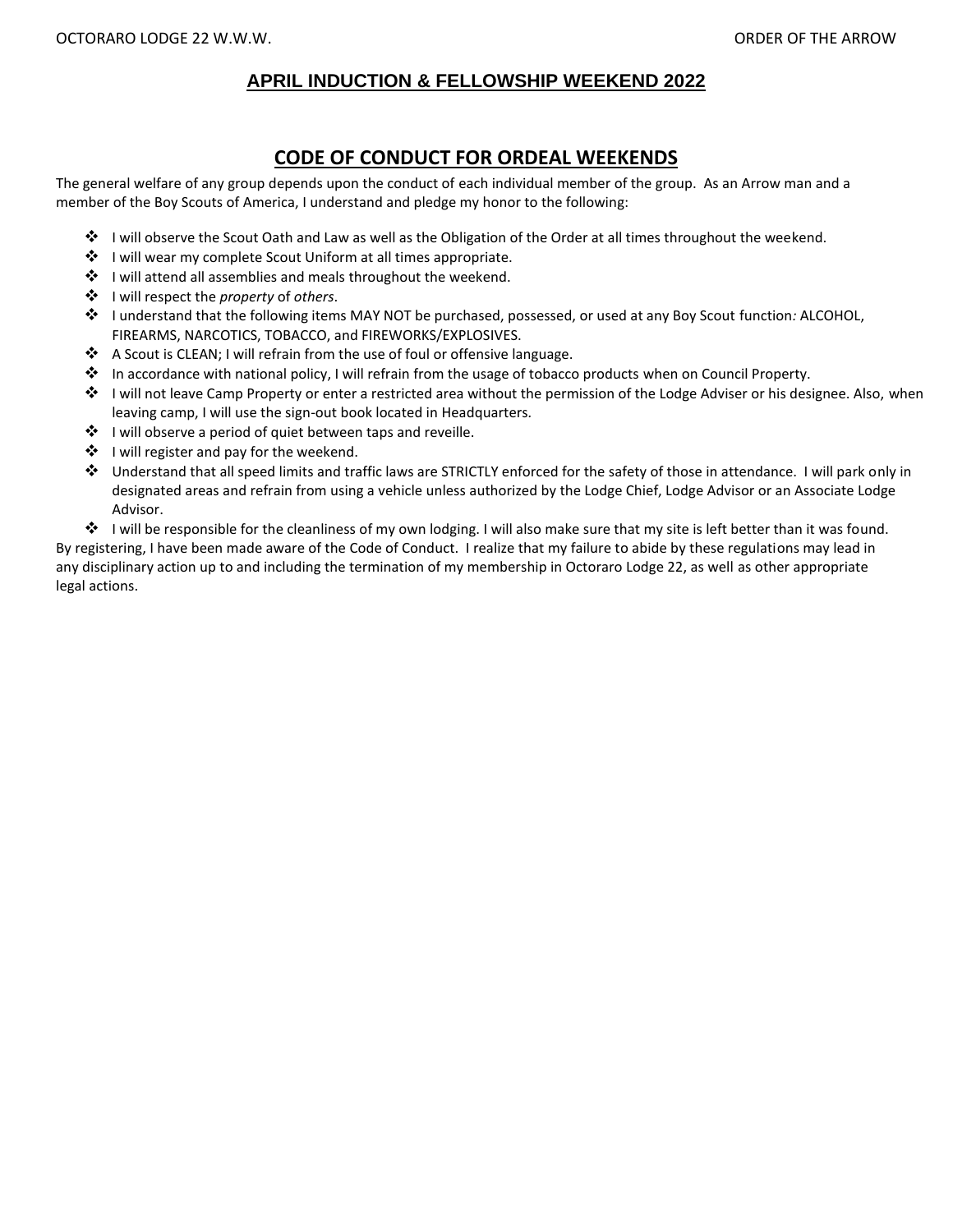## APRIL INDUCTION & FELLOWSHIP WEEKEND 2022

## CODE OF CONDUCT FOR ORDEAL WEEKENDS

The general welfare of any group depends upon the conduct of each individual member of the group. As an Arrow man and a member of the Boy Scouts of America, I understand and pledge my honor to the following:

- I will observe the Scout Oath and Law as well as the Obligation of the Order at all times throughout the weekend.
- I will wear my complete Scout Uniform at all times appropriate.
- I will attend all assemblies and meals throughout the weekend.
- I will respect the *property* of *others*.
- I understand that the following items MAY NOT be purchased, possessed, or used at any Boy Scout function*:* ALCOHOL, FIREARMS, NARCOTICS, TOBACCO, and FIREWORKS/EXPLOSIVES.
- A Scout is CLEAN; I will refrain from the use of foul or offensive language.
- In accordance with national policy, I will refrain from the usage of tobacco products when on Council Property.
- I will not leave Camp Property or enter a restricted area without the permission of the Lodge Adviser or his designee. Also, when leaving camp, I will use the sign-out book located in Headquarters.
- I will observe a period of quiet between taps and reveille.
- I will register and pay for the weekend.
- Understand that all speed limits and traffic laws are STRICTLY enforced for the safety of those in attendance. I will park only in designated areas and refrain from using a vehicle unless authorized by the Lodge Chief, Lodge Advisor or an Associate Lodge Advisor.
- I will be responsible for the cleanliness of my own lodging. I will also make sure that my site is left better than it was found.

By registering, I have been made aware of the Code of Conduct. I realize that my failure to abide by these regulations may lead in any disciplinary action up to and including the termination of my membership in Octoraro Lodge 22, as well as other appropriate legal actions.